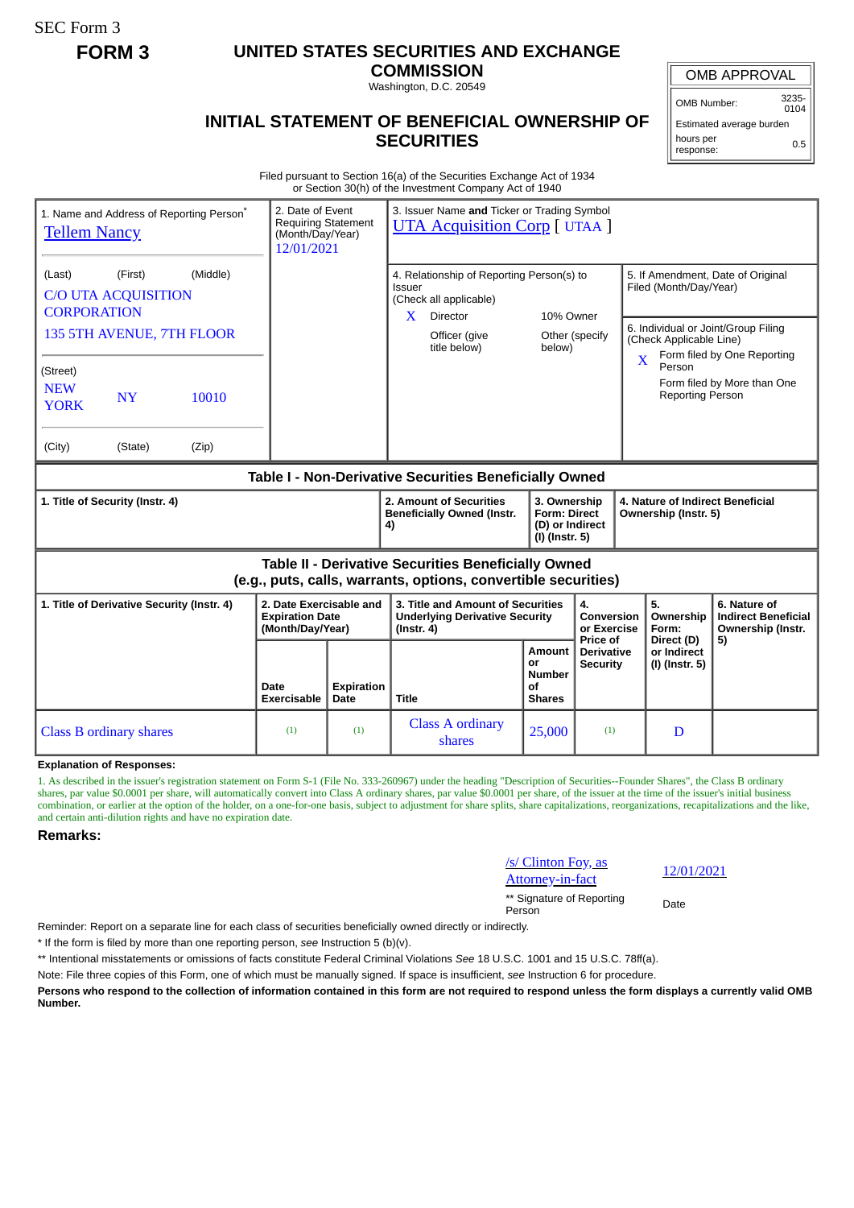SEC Form 3

**FORM 3**

# UNITED STATES SECURITIES AND EXCHANGE COMMISSION

Washington, D.C. 20549

## INITIAL STATEMENT OF BENEFICIAL OWNERSHIP OF SECURITIES

| OMB APPROVAL | |
|---|---|
| OMB Number: | 3235-0104 |
| Estimated average burden | |
| hours per response: | 0.5 |

Filed pursuant to Section 16(a) of the Securities Exchange Act of 1934 or Section 30(h) of the Investment Company Act of 1940

| 1. Name and Address of Reporting Person* | 2. Date of Event Requiring Statement (Month/Day/Year) | 3. Issuer Name and Ticker or Trading Symbol |
|---|---|---|
| Tellem Nancy | 12/01/2021 | UTA Acquisition Corp [ UTAA ] |
| (Last) (First) (Middle)<br>C/O UTA ACQUISITION CORPORATION<br>135 5TH AVENUE, 7TH FLOOR | | 4. Relationship of Reporting Person(s) to Issuer (Check all applicable)<br>X Director<br>10% Owner<br>Officer (give title below)<br>Other (specify below) |
| (Street)<br>NEW YORK NY 10010 | | 5. If Amendment, Date of Original Filed (Month/Day/Year) |
| (City) (State) (Zip) | | 6. Individual or Joint/Group Filing (Check Applicable Line)<br>X Form filed by One Reporting Person<br>Form filed by More than One Reporting Person |

### Table I - Non-Derivative Securities Beneficially Owned

| 1. Title of Security (Instr. 4) | 2. Amount of Securities Beneficially Owned (Instr. 4) | 3. Ownership Form: Direct (D) or Indirect (I) (Instr. 5) | 4. Nature of Indirect Beneficial Ownership (Instr. 5) |
|---|---|---|---|

### Table II - Derivative Securities Beneficially Owned (e.g., puts, calls, warrants, options, convertible securities)

| 1. Title of Derivative Security (Instr. 4) | 2. Date Exercisable and Expiration Date (Month/Day/Year) | | 3. Title and Amount of Securities Underlying Derivative Security (Instr. 4) | | 4. Conversion or Exercise Price of Derivative Security | 5. Ownership Form: Direct (D) or Indirect (I) (Instr. 5) | 6. Nature of Indirect Beneficial Ownership (Instr. 5) |
|---|---|---|---|---|---|---|---|
| | Date Exercisable | Expiration Date | Title | Amount or Number of Shares | | | |
| Class B ordinary shares | (1) | (1) | Class A ordinary shares | 25,000 | (1) | D | |

**Explanation of Responses:**

1. As described in the issuer's registration statement on Form S-1 (File No. 333-260967) under the heading "Description of Securities--Founder Shares", the Class B ordinary shares, par value $0.0001 per share, will automatically convert into Class A ordinary shares, par value $0.0001 per share, of the issuer at the time of the issuer's initial business combination, or earlier at the option of the holder, on a one-for-one basis, subject to adjustment for share splits, share capitalizations, reorganizations, recapitalizations and the like, and certain anti-dilution rights and have no expiration date.

**Remarks:**

| /s/ Clinton Foy, as Attorney-in-fact | 12/01/2021 |
|---|---|
| ** Signature of Reporting Person | Date |

Reminder: Report on a separate line for each class of securities beneficially owned directly or indirectly.

\* If the form is filed by more than one reporting person, *see* Instruction 5 (b)(v).

\*\* Intentional misstatements or omissions of facts constitute Federal Criminal Violations *See* 18 U.S.C. 1001 and 15 U.S.C. 78ff(a).

Note: File three copies of this Form, one of which must be manually signed. If space is insufficient, *see* Instruction 6 for procedure.

**Persons who respond to the collection of information contained in this form are not required to respond unless the form displays a currently valid OMB Number.**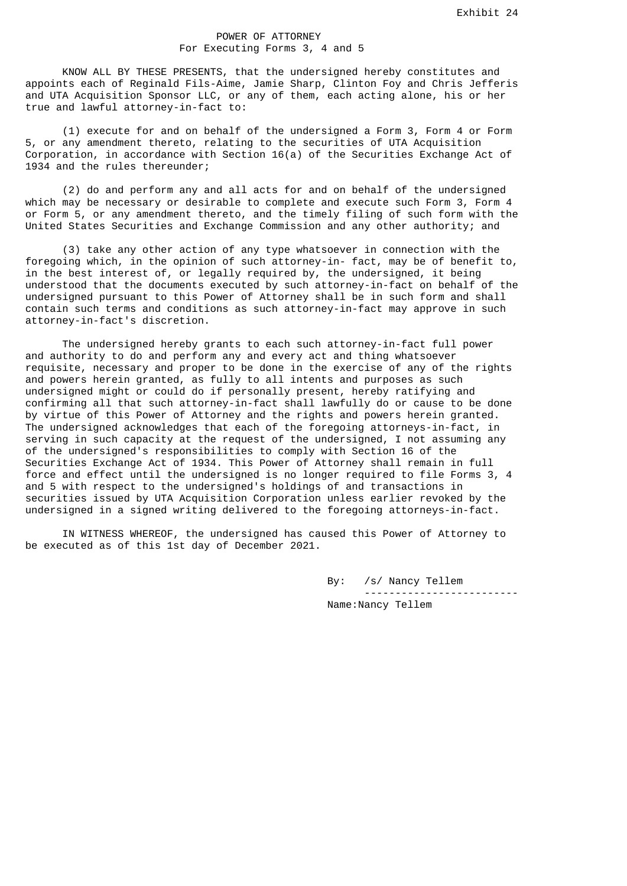Exhibit 24

# POWER OF ATTORNEY
## For Executing Forms 3, 4 and 5

KNOW ALL BY THESE PRESENTS, that the undersigned hereby constitutes and appoints each of Reginald Fils-Aime, Jamie Sharp, Clinton Foy and Chris Jefferis and UTA Acquisition Sponsor LLC, or any of them, each acting alone, his or her true and lawful attorney-in-fact to:

(1) execute for and on behalf of the undersigned a Form 3, Form 4 or Form 5, or any amendment thereto, relating to the securities of UTA Acquisition Corporation, in accordance with Section 16(a) of the Securities Exchange Act of 1934 and the rules thereunder;

(2) do and perform any and all acts for and on behalf of the undersigned which may be necessary or desirable to complete and execute such Form 3, Form 4 or Form 5, or any amendment thereto, and the timely filing of such form with the United States Securities and Exchange Commission and any other authority; and

(3) take any other action of any type whatsoever in connection with the foregoing which, in the opinion of such attorney-in- fact, may be of benefit to, in the best interest of, or legally required by, the undersigned, it being understood that the documents executed by such attorney-in-fact on behalf of the undersigned pursuant to this Power of Attorney shall be in such form and shall contain such terms and conditions as such attorney-in-fact may approve in such attorney-in-fact's discretion.

The undersigned hereby grants to each such attorney-in-fact full power and authority to do and perform any and every act and thing whatsoever requisite, necessary and proper to be done in the exercise of any of the rights and powers herein granted, as fully to all intents and purposes as such undersigned might or could do if personally present, hereby ratifying and confirming all that such attorney-in-fact shall lawfully do or cause to be done by virtue of this Power of Attorney and the rights and powers herein granted. The undersigned acknowledges that each of the foregoing attorneys-in-fact, in serving in such capacity at the request of the undersigned, I not assuming any of the undersigned's responsibilities to comply with Section 16 of the Securities Exchange Act of 1934. This Power of Attorney shall remain in full force and effect until the undersigned is no longer required to file Forms 3, 4 and 5 with respect to the undersigned's holdings of and transactions in securities issued by UTA Acquisition Corporation unless earlier revoked by the undersigned in a signed writing delivered to the foregoing attorneys-in-fact.

IN WITNESS WHEREOF, the undersigned has caused this Power of Attorney to be executed as of this 1st day of December 2021.

By: /s/ Nancy Tellem

Name: Nancy Tellem